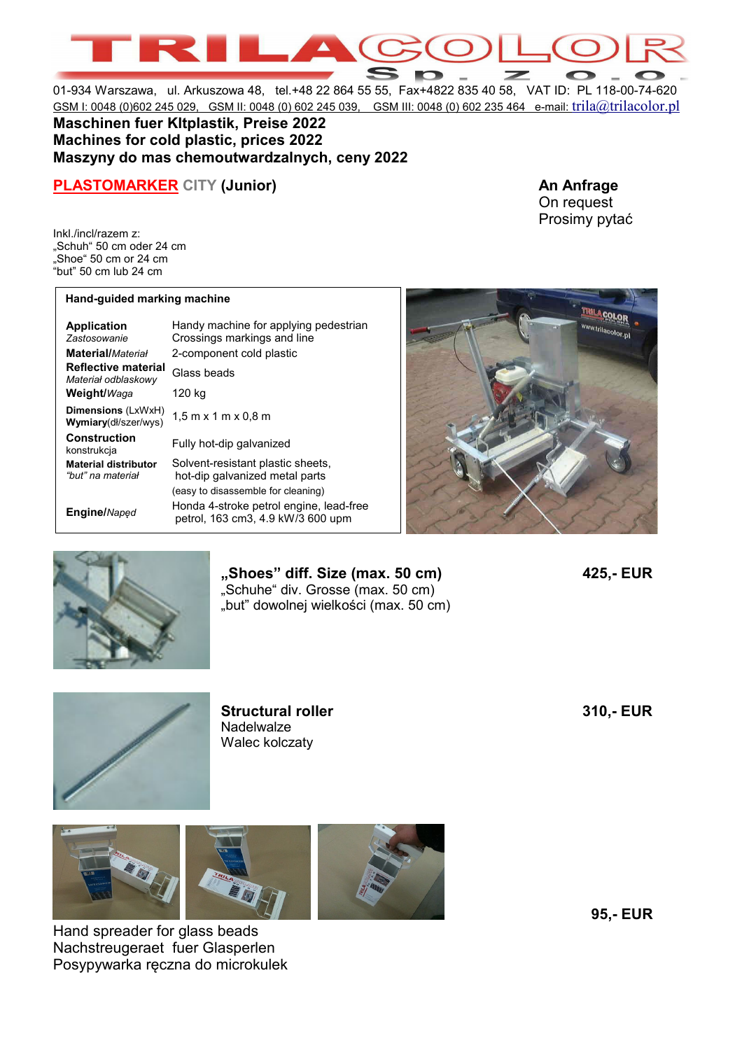# TRILACOLOR Sp. z o.o.

01-934 Warszawa, ul. Arkuszowa 48, tel.+48 22 864 55 55, Fax+4822 835 40 58, VAT ID: PL 118-00-74-620
GSM I: 0048 (0)602 245 029, GSM II: 0048 (0) 602 245 039, GSM III: 0048 (0) 602 235 464 e-mail: trila@trilacolor.pl

**Maschinen fuer Kltplastik, Preise 2022**
**Machines for cold plastic, prices 2022**
**Maszyny do mas chemoutwardzalnych, ceny 2022**

## PLASTOMARKER CITY (Junior)

**An Anfrage**
On request
Prosimy pytać

Inkl./incl/razem z:
„Schuh" 50 cm oder 24 cm
„Shoe" 50 cm or 24 cm
"but" 50 cm lub 24 cm

**Hand-guided marking machine**

| | |
|---|---|
| **Application** *Zastosowanie* | Handy machine for applying pedestrian Crossings markings and line |
| **Material/***Materiał* | 2-component cold plastic |
| **Reflective material** *Materiał odblaskowy* | Glass beads |
| **Weight/***Waga* | 120 kg |
| **Dimensions** (LxWxH) **Wymiary**(dł/szer/wys) | 1,5 m x 1 m x 0,8 m |
| **Construction** konstrukcja | Fully hot-dip galvanized |
| **Material distributor** *"but" na materiał* | Solvent-resistant plastic sheets, hot-dip galvanized metal parts (easy to disassemble for cleaning) |
| **Engine/***Napęd* | Honda 4-stroke petrol engine, lead-free petrol, 163 cm3, 4.9 kW/3 600 upm |

**„Shoes" diff. Size (max. 50 cm)** — **425,- EUR**
„Schuhe" div. Grosse (max. 50 cm)
„but" dowolnej wielkości (max. 50 cm)

**Structural roller** — **310,- EUR**
Nadelwalze
Walec kolczaty

Hand spreader for glass beads — **95,- EUR**
Nachstreugeraet fuer Glasperlen
Posypywarka ręczna do microkulek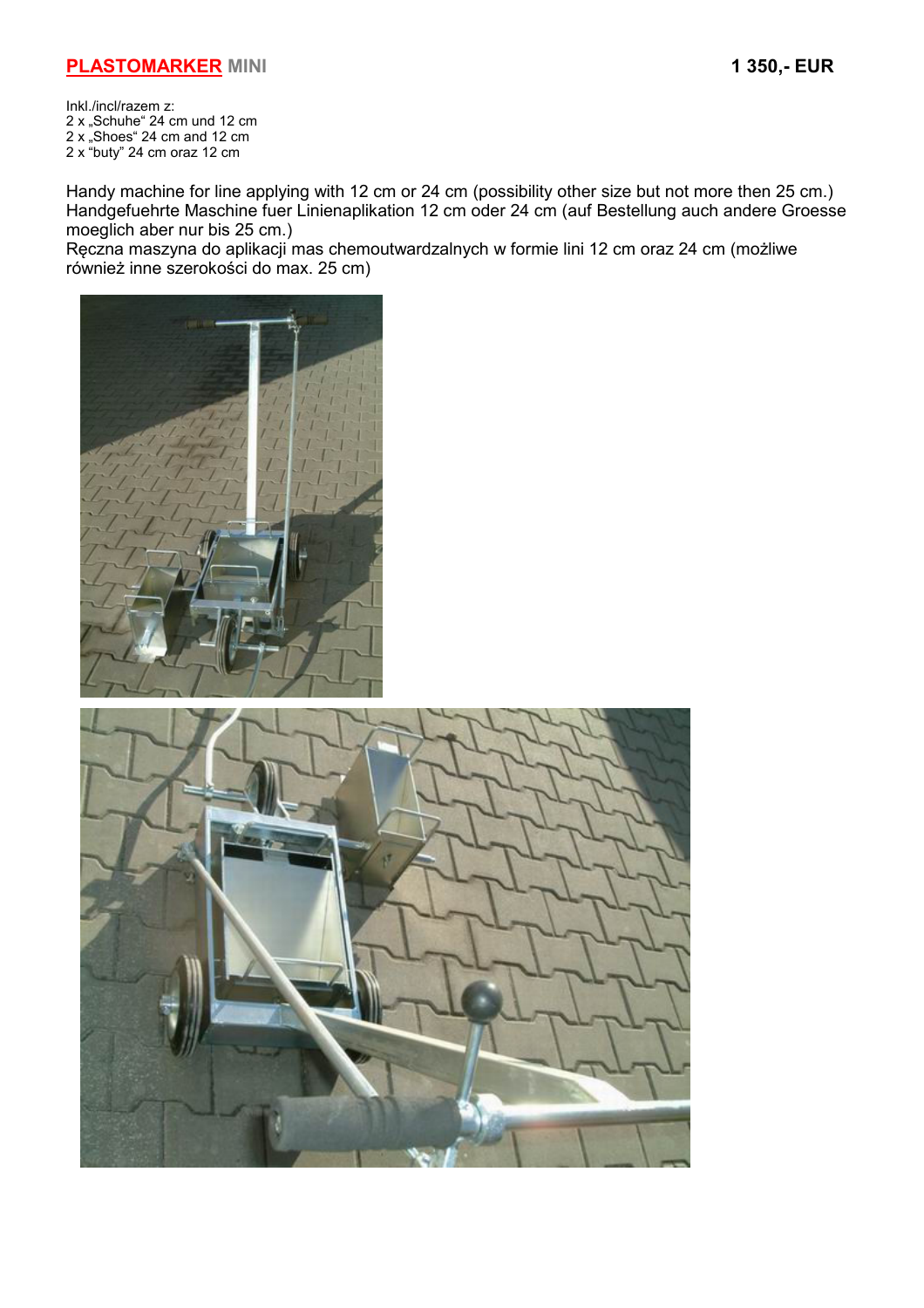**PLASTOMARKER MINI** **1 350,- EUR**

Inkl./incl/razem z:
2 x „Schuhe" 24 cm und 12 cm
2 x „Shoes" 24 cm and 12 cm
2 x "buty" 24 cm oraz 12 cm

Handy machine for line applying with 12 cm or 24 cm (possibility other size but not more then 25 cm.)
Handgefuehrte Maschine fuer Linienaplikation 12 cm oder 24 cm (auf Bestellung auch andere Groesse moeglich aber nur bis 25 cm.)
Ręczna maszyna do aplikacji mas chemoutwardzalnych w formie lini 12 cm oraz 24 cm (możliwe również inne szerokości do max. 25 cm)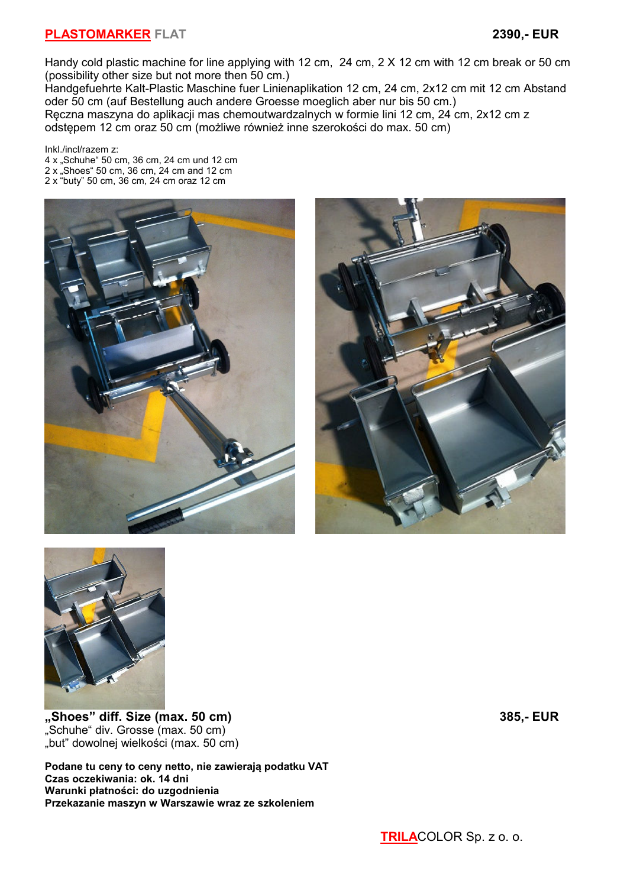**PLASTOMARKER FLAT** **2390,- EUR**

Handy cold plastic machine for line applying with 12 cm, 24 cm, 2 X 12 cm with 12 cm break or 50 cm (possibility other size but not more then 50 cm.)
Handgefuehrte Kalt-Plastic Maschine fuer Linienaplikation 12 cm, 24 cm, 2x12 cm mit 12 cm Abstand oder 50 cm (auf Bestellung auch andere Groesse moeglich aber nur bis 50 cm.)
Ręczna maszyna do aplikacji mas chemoutwardzalnych w formie lini 12 cm, 24 cm, 2x12 cm z odstępem 12 cm oraz 50 cm (możliwe również inne szerokości do max. 50 cm)

Inkl./incl/razem z:
4 x „Schuhe" 50 cm, 36 cm, 24 cm und 12 cm
2 x „Shoes" 50 cm, 36 cm, 24 cm and 12 cm
2 x "buty" 50 cm, 36 cm, 24 cm oraz 12 cm

**„Shoes" diff. Size (max. 50 cm)** **385,- EUR**
„Schuhe" div. Grosse (max. 50 cm)
„but" dowolnej wielkości (max. 50 cm)

**Podane tu ceny to ceny netto, nie zawierają podatku VAT**
**Czas oczekiwania: ok. 14 dni**
**Warunki płatności: do uzgodnienia**
**Przekazanie maszyn w Warszawie wraz ze szkoleniem**

TRILACOLOR Sp. z o. o.